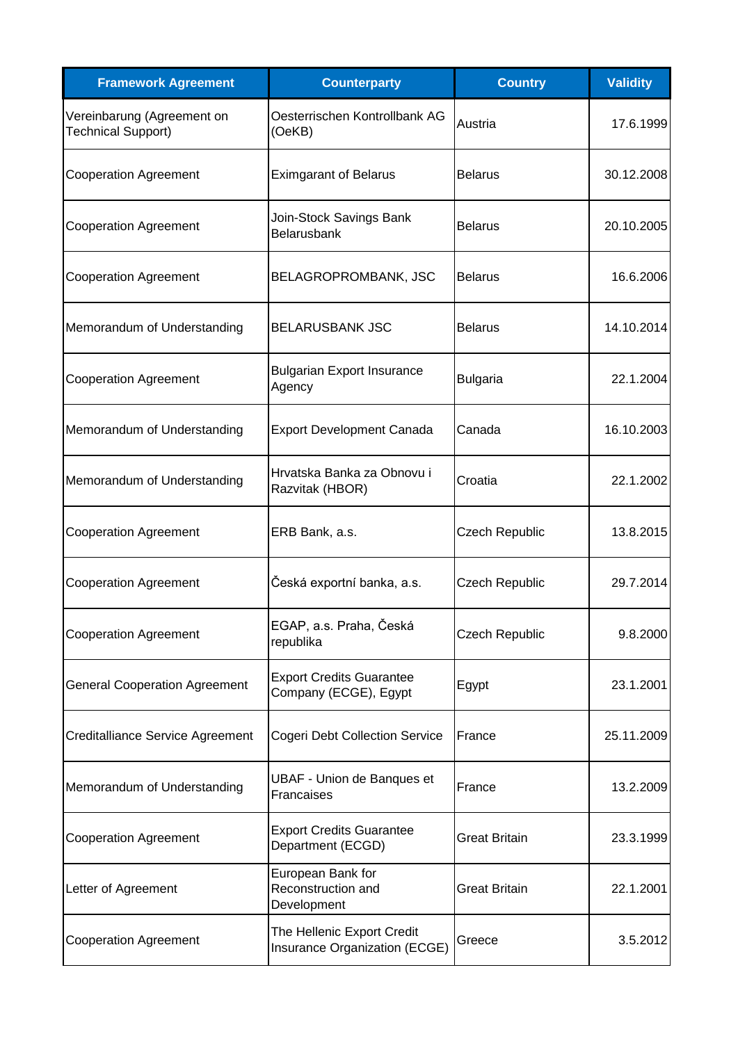| Framework Agreement | Counterparty | Country | Validity |
|---|---|---|---|
| Vereinbarung (Agreement on Technical Support) | Oesterrischen Kontrollbank AG (OeKB) | Austria | 17.6.1999 |
| Cooperation Agreement | Eximgarant of Belarus | Belarus | 30.12.2008 |
| Cooperation Agreement | Join-Stock Savings Bank Belarusbank | Belarus | 20.10.2005 |
| Cooperation Agreement | BELAGROPROMBANK, JSC | Belarus | 16.6.2006 |
| Memorandum of Understanding | BELARUSBANK JSC | Belarus | 14.10.2014 |
| Cooperation Agreement | Bulgarian Export Insurance Agency | Bulgaria | 22.1.2004 |
| Memorandum of Understanding | Export Development Canada | Canada | 16.10.2003 |
| Memorandum of Understanding | Hrvatska Banka za Obnovu i Razvitak (HBOR) | Croatia | 22.1.2002 |
| Cooperation Agreement | ERB Bank, a.s. | Czech Republic | 13.8.2015 |
| Cooperation Agreement | Česká exportní banka, a.s. | Czech Republic | 29.7.2014 |
| Cooperation Agreement | EGAP, a.s. Praha, Česká republika | Czech Republic | 9.8.2000 |
| General Cooperation Agreement | Export Credits Guarantee Company (ECGE), Egypt | Egypt | 23.1.2001 |
| Creditalliance Service Agreement | Cogeri Debt Collection Service | France | 25.11.2009 |
| Memorandum of Understanding | UBAF - Union de Banques et Francaises | France | 13.2.2009 |
| Cooperation Agreement | Export Credits Guarantee Department (ECGD) | Great Britain | 23.3.1999 |
| Letter of Agreement | European Bank for Reconstruction and Development | Great Britain | 22.1.2001 |
| Cooperation Agreement | The Hellenic Export Credit Insurance Organization (ECGE) | Greece | 3.5.2012 |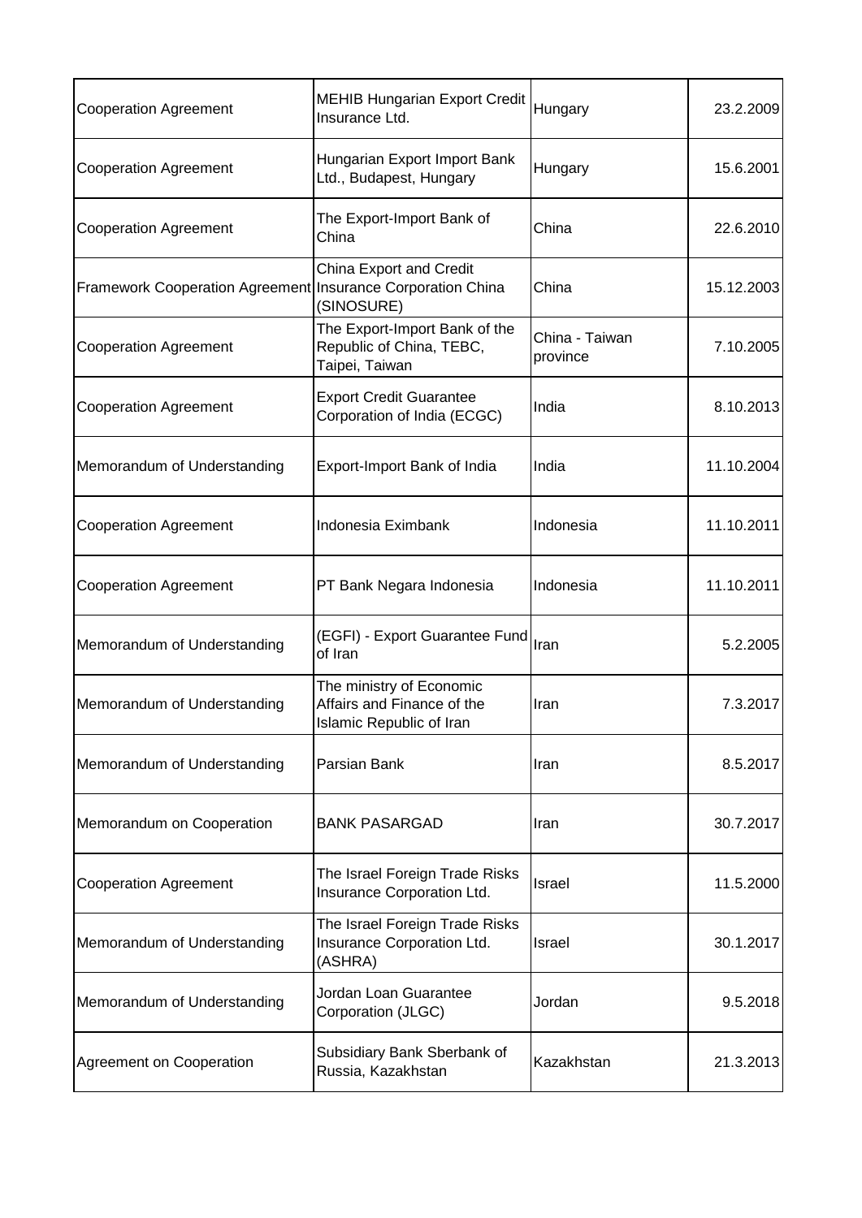| | | | |
|---|---|---|---|
| Cooperation Agreement | MEHIB Hungarian Export Credit Insurance Ltd. | Hungary | 23.2.2009 |
| Cooperation Agreement | Hungarian Export Import Bank Ltd., Budapest, Hungary | Hungary | 15.6.2001 |
| Cooperation Agreement | The Export-Import Bank of China | China | 22.6.2010 |
| Framework Cooperation Agreement | China Export and Credit Insurance Corporation China (SINOSURE) | China | 15.12.2003 |
| Cooperation Agreement | The Export-Import Bank of the Republic of China, TEBC, Taipei, Taiwan | China - Taiwan province | 7.10.2005 |
| Cooperation Agreement | Export Credit Guarantee Corporation of India (ECGC) | India | 8.10.2013 |
| Memorandum of Understanding | Export-Import Bank of India | India | 11.10.2004 |
| Cooperation Agreement | Indonesia Eximbank | Indonesia | 11.10.2011 |
| Cooperation Agreement | PT Bank Negara Indonesia | Indonesia | 11.10.2011 |
| Memorandum of Understanding | (EGFI) - Export Guarantee Fund of Iran | Iran | 5.2.2005 |
| Memorandum of Understanding | The ministry of Economic Affairs and Finance of the Islamic Republic of Iran | Iran | 7.3.2017 |
| Memorandum of Understanding | Parsian Bank | Iran | 8.5.2017 |
| Memorandum on Cooperation | BANK PASARGAD | Iran | 30.7.2017 |
| Cooperation Agreement | The Israel Foreign Trade Risks Insurance Corporation Ltd. | Israel | 11.5.2000 |
| Memorandum of Understanding | The Israel Foreign Trade Risks Insurance Corporation Ltd. (ASHRA) | Israel | 30.1.2017 |
| Memorandum of Understanding | Jordan Loan Guarantee Corporation (JLGC) | Jordan | 9.5.2018 |
| Agreement on Cooperation | Subsidiary Bank Sberbank of Russia, Kazakhstan | Kazakhstan | 21.3.2013 |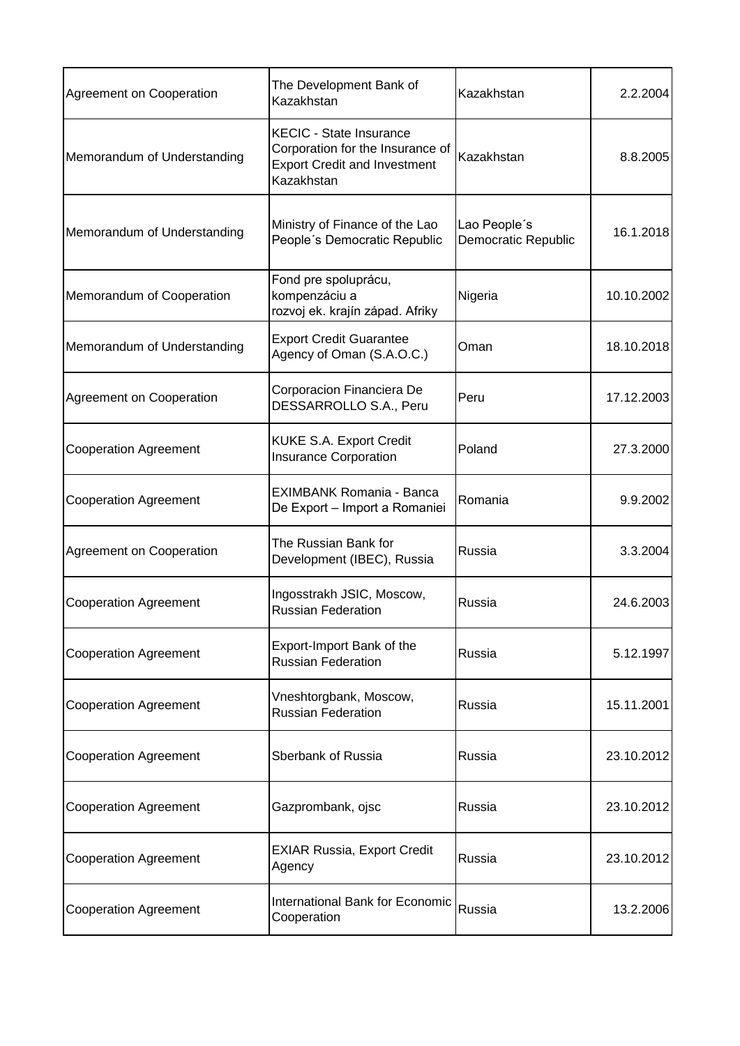| Agreement on Cooperation | The Development Bank of Kazakhstan | Kazakhstan | 2.2.2004 |
|---|---|---|---|
| Memorandum of Understanding | KECIC - State Insurance Corporation for the Insurance of Export Credit and Investment Kazakhstan | Kazakhstan | 8.8.2005 |
| Memorandum of Understanding | Ministry of Finance of the Lao People´s Democratic Republic | Lao People´s Democratic Republic | 16.1.2018 |
| Memorandum of Cooperation | Fond pre spoluprácu, kompenzáciu a rozvoj ek. krajín západ. Afriky | Nigeria | 10.10.2002 |
| Memorandum of Understanding | Export Credit Guarantee Agency of Oman (S.A.O.C.) | Oman | 18.10.2018 |
| Agreement on Cooperation | Corporacion Financiera De DESSARROLLO S.A., Peru | Peru | 17.12.2003 |
| Cooperation Agreement | KUKE S.A. Export Credit Insurance Corporation | Poland | 27.3.2000 |
| Cooperation Agreement | EXIMBANK Romania - Banca De Export – Import a Romaniei | Romania | 9.9.2002 |
| Agreement on Cooperation | The Russian Bank for Development (IBEC), Russia | Russia | 3.3.2004 |
| Cooperation Agreement | Ingosstrakh JSIC, Moscow, Russian Federation | Russia | 24.6.2003 |
| Cooperation Agreement | Export-Import Bank of the Russian Federation | Russia | 5.12.1997 |
| Cooperation Agreement | Vneshtorgbank, Moscow, Russian Federation | Russia | 15.11.2001 |
| Cooperation Agreement | Sberbank of Russia | Russia | 23.10.2012 |
| Cooperation Agreement | Gazprombank, ojsc | Russia | 23.10.2012 |
| Cooperation Agreement | EXIAR Russia, Export Credit Agency | Russia | 23.10.2012 |
| Cooperation Agreement | International Bank for Economic Cooperation | Russia | 13.2.2006 |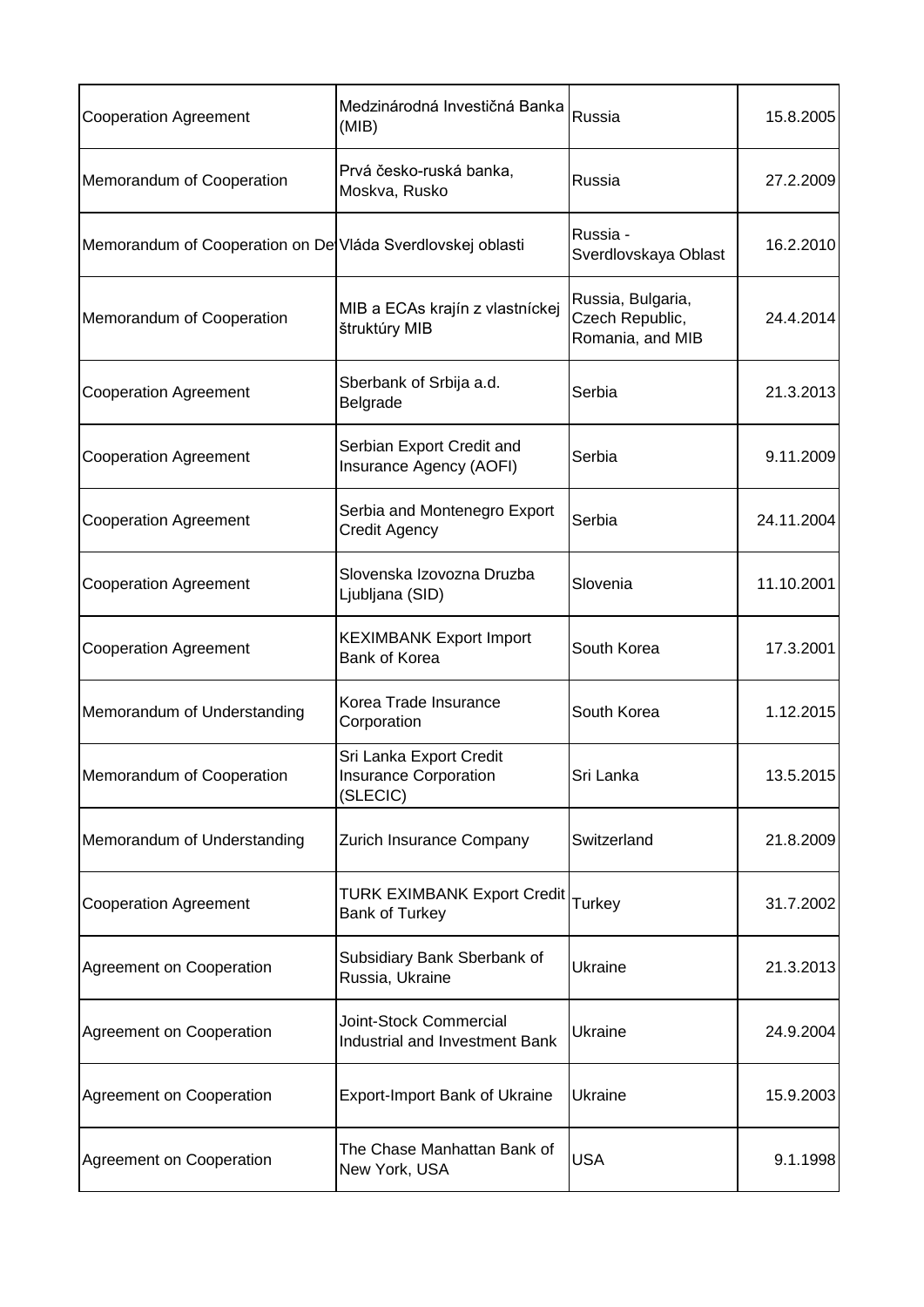| Cooperation Agreement | Medzinárodná Investičná Banka (MIB) | Russia | 15.8.2005 |
|---|---|---|---|
| Memorandum of Cooperation | Prvá česko-ruská banka, Moskva, Rusko | Russia | 27.2.2009 |
| Memorandum of Cooperation on De | Vláda Sverdlovskej oblasti | Russia - Sverdlovskaya Oblast | 16.2.2010 |
| Memorandum of Cooperation | MIB a ECAs krajín z vlastníckej štruktúry MIB | Russia, Bulgaria, Czech Republic, Romania, and MIB | 24.4.2014 |
| Cooperation Agreement | Sberbank of Srbija a.d. Belgrade | Serbia | 21.3.2013 |
| Cooperation Agreement | Serbian Export Credit and Insurance Agency (AOFI) | Serbia | 9.11.2009 |
| Cooperation Agreement | Serbia and Montenegro Export Credit Agency | Serbia | 24.11.2004 |
| Cooperation Agreement | Slovenska Izovozna Druzba Ljubljana (SID) | Slovenia | 11.10.2001 |
| Cooperation Agreement | KEXIMBANK Export Import Bank of Korea | South Korea | 17.3.2001 |
| Memorandum of Understanding | Korea Trade Insurance Corporation | South Korea | 1.12.2015 |
| Memorandum of Cooperation | Sri Lanka Export Credit Insurance Corporation (SLECIC) | Sri Lanka | 13.5.2015 |
| Memorandum of Understanding | Zurich Insurance Company | Switzerland | 21.8.2009 |
| Cooperation Agreement | TURK EXIMBANK Export Credit Bank of Turkey | Turkey | 31.7.2002 |
| Agreement on Cooperation | Subsidiary Bank Sberbank of Russia, Ukraine | Ukraine | 21.3.2013 |
| Agreement on Cooperation | Joint-Stock Commercial Industrial and Investment Bank | Ukraine | 24.9.2004 |
| Agreement on Cooperation | Export-Import Bank of Ukraine | Ukraine | 15.9.2003 |
| Agreement on Cooperation | The Chase Manhattan Bank of New York, USA | USA | 9.1.1998 |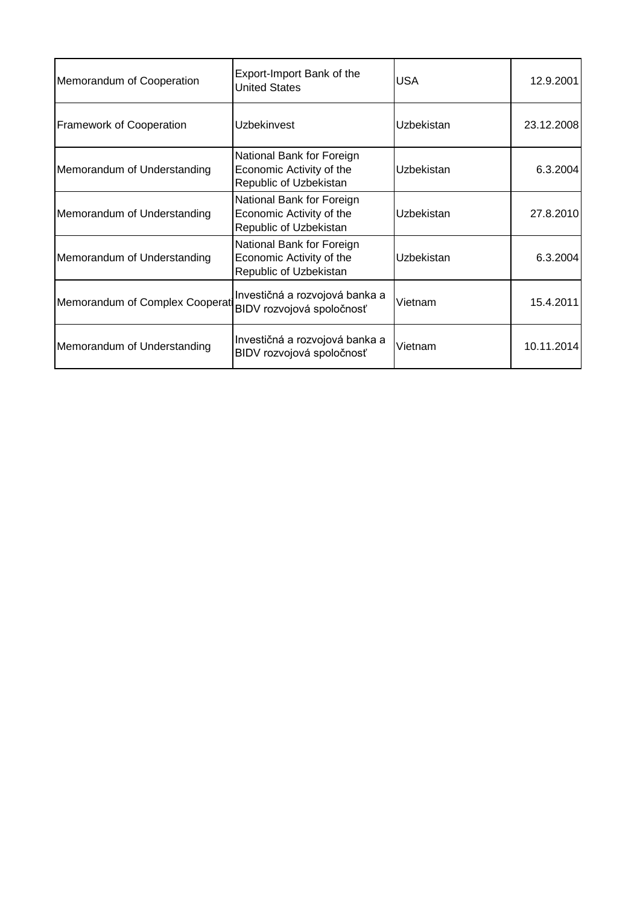| | | | |
|---|---|---|---|
| Memorandum of Cooperation | Export-Import Bank of the United States | USA | 12.9.2001 |
| Framework of Cooperation | Uzbekinvest | Uzbekistan | 23.12.2008 |
| Memorandum of Understanding | National Bank for Foreign Economic Activity of the Republic of Uzbekistan | Uzbekistan | 6.3.2004 |
| Memorandum of Understanding | National Bank for Foreign Economic Activity of the Republic of Uzbekistan | Uzbekistan | 27.8.2010 |
| Memorandum of Understanding | National Bank for Foreign Economic Activity of the Republic of Uzbekistan | Uzbekistan | 6.3.2004 |
| Memorandum of Complex Cooperati | Investičná a rozvojová banka a BIDV rozvojová spoločnosť | Vietnam | 15.4.2011 |
| Memorandum of Understanding | Investičná a rozvojová banka a BIDV rozvojová spoločnosť | Vietnam | 10.11.2014 |